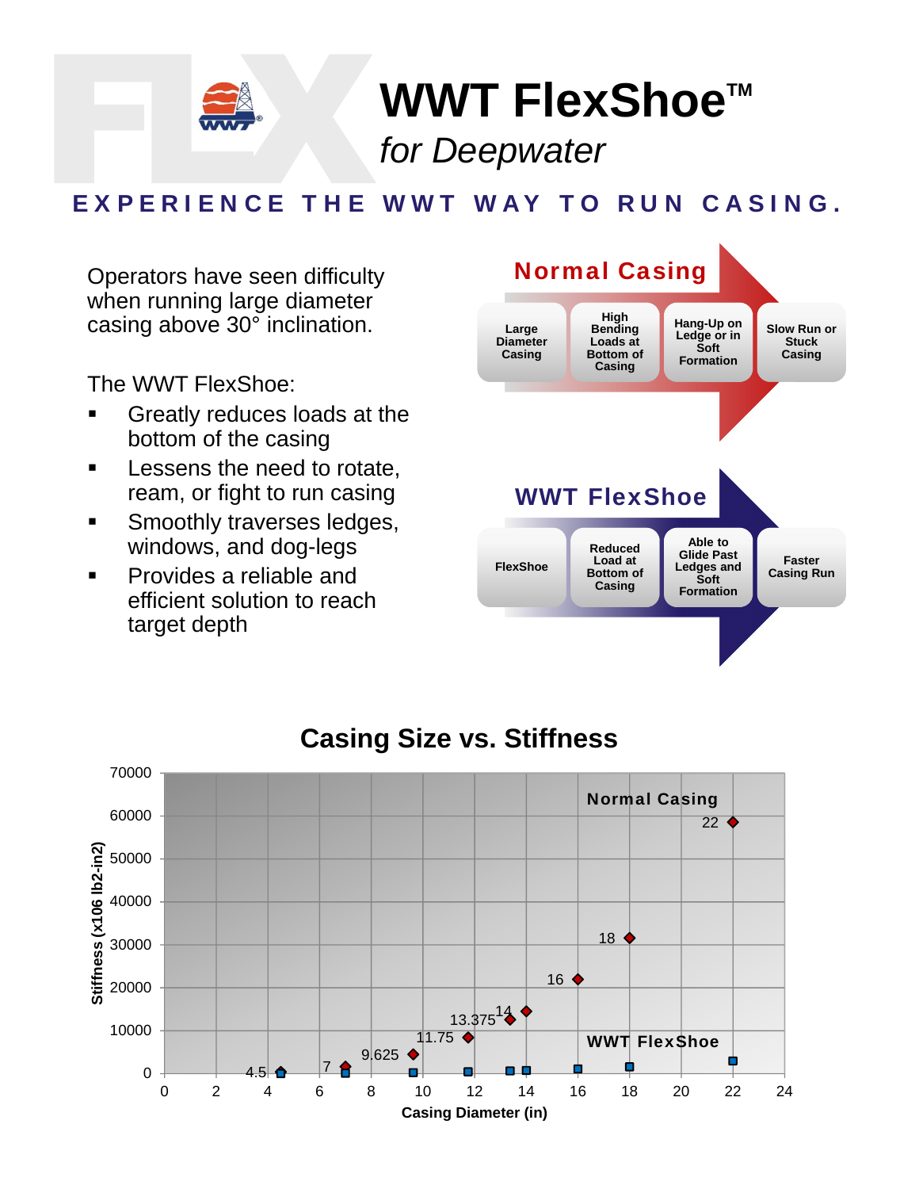# WWT FlexShoe™

*for Deepwater*

**EXPERIENCE THE WWT WAY TO RUN CASING.**

Operators have seen difficulty when running large diameter casing above 30° inclination.

The WWT FlexShoe:

- Greatly reduces loads at the bottom of the casing
- Lessens the need to rotate, ream, or fight to run casing
- Smoothly traverses ledges, windows, and dog-legs
- Provides a reliable and efficient solution to reach target depth

**Normal Casing**

Large Diameter Casing → High Bending Loads at Bottom of Casing → Hang-Up on Ledge or in Soft Formation → Slow Run or Stuck Casing

**WWT FlexShoe**

FlexShoe → Reduced Load at Bottom of Casing → Able to Glide Past Ledges and Soft Formation → Faster Casing Run

## Casing Size vs. Stiffness

Stiffness (x106 lb2-in2) vs. Casing Diameter (in)

Normal Casing data points labeled: 4.5, 7, 9.625, 11.75, 13.375, 14, 16, 18, 22

WWT FlexShoe data points shown at the same casing diameters, all near zero stiffness.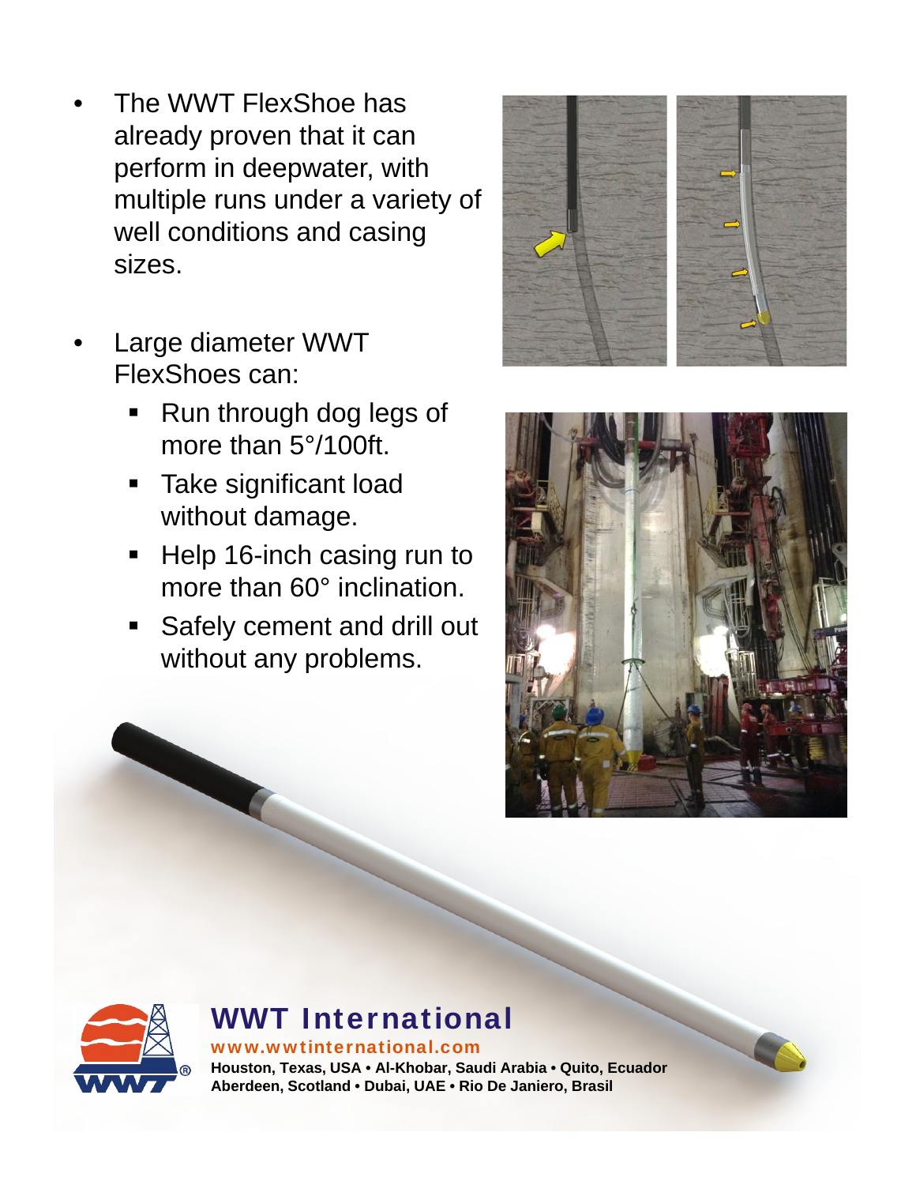- The WWT FlexShoe has already proven that it can perform in deepwater, with multiple runs under a variety of well conditions and casing sizes.

- Large diameter WWT FlexShoes can:
  - Run through dog legs of more than 5°/100ft.
  - Take significant load without damage.
  - Help 16-inch casing run to more than 60° inclination.
  - Safely cement and drill out without any problems.

## WWT International

**www.wwtinternational.com**

**Houston, Texas, USA • Al-Khobar, Saudi Arabia • Quito, Ecuador**
**Aberdeen, Scotland • Dubai, UAE • Rio De Janiero, Brasil**